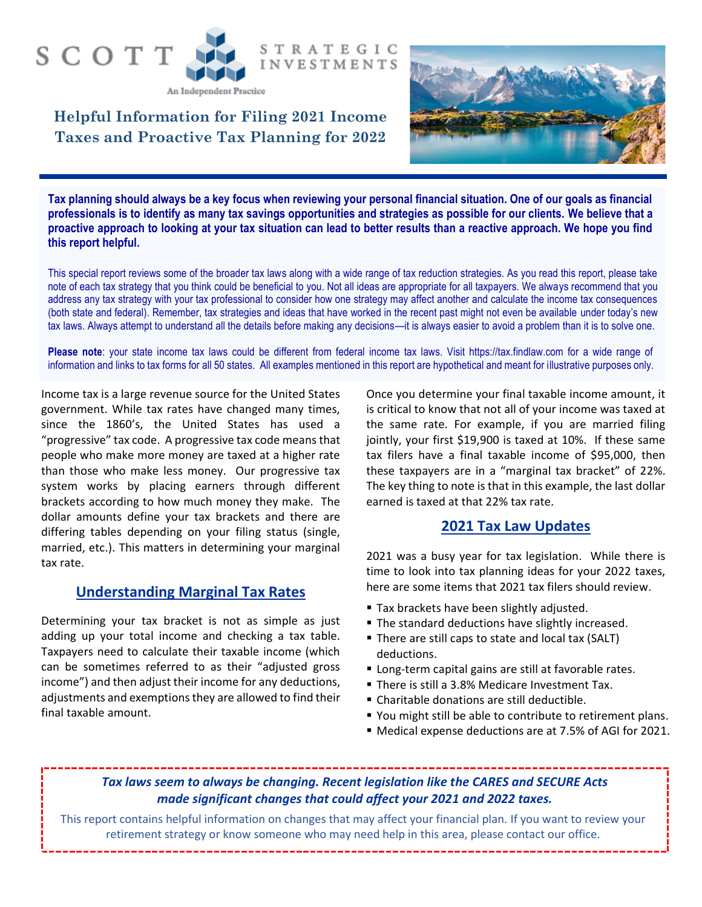SCOTT STRATEGIC INVESTMENTS

An Independent Practice

# Helpful Information for Filing 2021 Income Taxes and Proactive Tax Planning for 2022

**Tax planning should always be a key focus when reviewing your personal financial situation. One of our goals as financial professionals is to identify as many tax savings opportunities and strategies as possible for our clients. We believe that a proactive approach to looking at your tax situation can lead to better results than a reactive approach. We hope you find this report helpful.**

This special report reviews some of the broader tax laws along with a wide range of tax reduction strategies. As you read this report, please take note of each tax strategy that you think could be beneficial to you. Not all ideas are appropriate for all taxpayers. We always recommend that you address any tax strategy with your tax professional to consider how one strategy may affect another and calculate the income tax consequences (both state and federal). Remember, tax strategies and ideas that have worked in the recent past might not even be available under today's new tax laws. Always attempt to understand all the details before making any decisions—it is always easier to avoid a problem than it is to solve one.

**Please note**: your state income tax laws could be different from federal income tax laws. Visit https://tax.findlaw.com for a wide range of information and links to tax forms for all 50 states. All examples mentioned in this report are hypothetical and meant for illustrative purposes only.

Income tax is a large revenue source for the United States government. While tax rates have changed many times, since the 1860's, the United States has used a "progressive" tax code. A progressive tax code means that people who make more money are taxed at a higher rate than those who make less money. Our progressive tax system works by placing earners through different brackets according to how much money they make. The dollar amounts define your tax brackets and there are differing tables depending on your filing status (single, married, etc.). This matters in determining your marginal tax rate.

## Understanding Marginal Tax Rates

Determining your tax bracket is not as simple as just adding up your total income and checking a tax table. Taxpayers need to calculate their taxable income (which can be sometimes referred to as their "adjusted gross income") and then adjust their income for any deductions, adjustments and exemptions they are allowed to find their final taxable amount.

Once you determine your final taxable income amount, it is critical to know that not all of your income was taxed at the same rate. For example, if you are married filing jointly, your first $19,900 is taxed at 10%. If these same tax filers have a final taxable income of $95,000, then these taxpayers are in a "marginal tax bracket" of 22%. The key thing to note is that in this example, the last dollar earned is taxed at that 22% tax rate.

## 2021 Tax Law Updates

2021 was a busy year for tax legislation. While there is time to look into tax planning ideas for your 2022 taxes, here are some items that 2021 tax filers should review.

- Tax brackets have been slightly adjusted.
- The standard deductions have slightly increased.
- There are still caps to state and local tax (SALT) deductions.
- Long-term capital gains are still at favorable rates.
- There is still a 3.8% Medicare Investment Tax.
- Charitable donations are still deductible.
- You might still be able to contribute to retirement plans.
- Medical expense deductions are at 7.5% of AGI for 2021.

***Tax laws seem to always be changing. Recent legislation like the CARES and SECURE Acts made significant changes that could affect your 2021 and 2022 taxes.***

This report contains helpful information on changes that may affect your financial plan. If you want to review your retirement strategy or know someone who may need help in this area, please contact our office.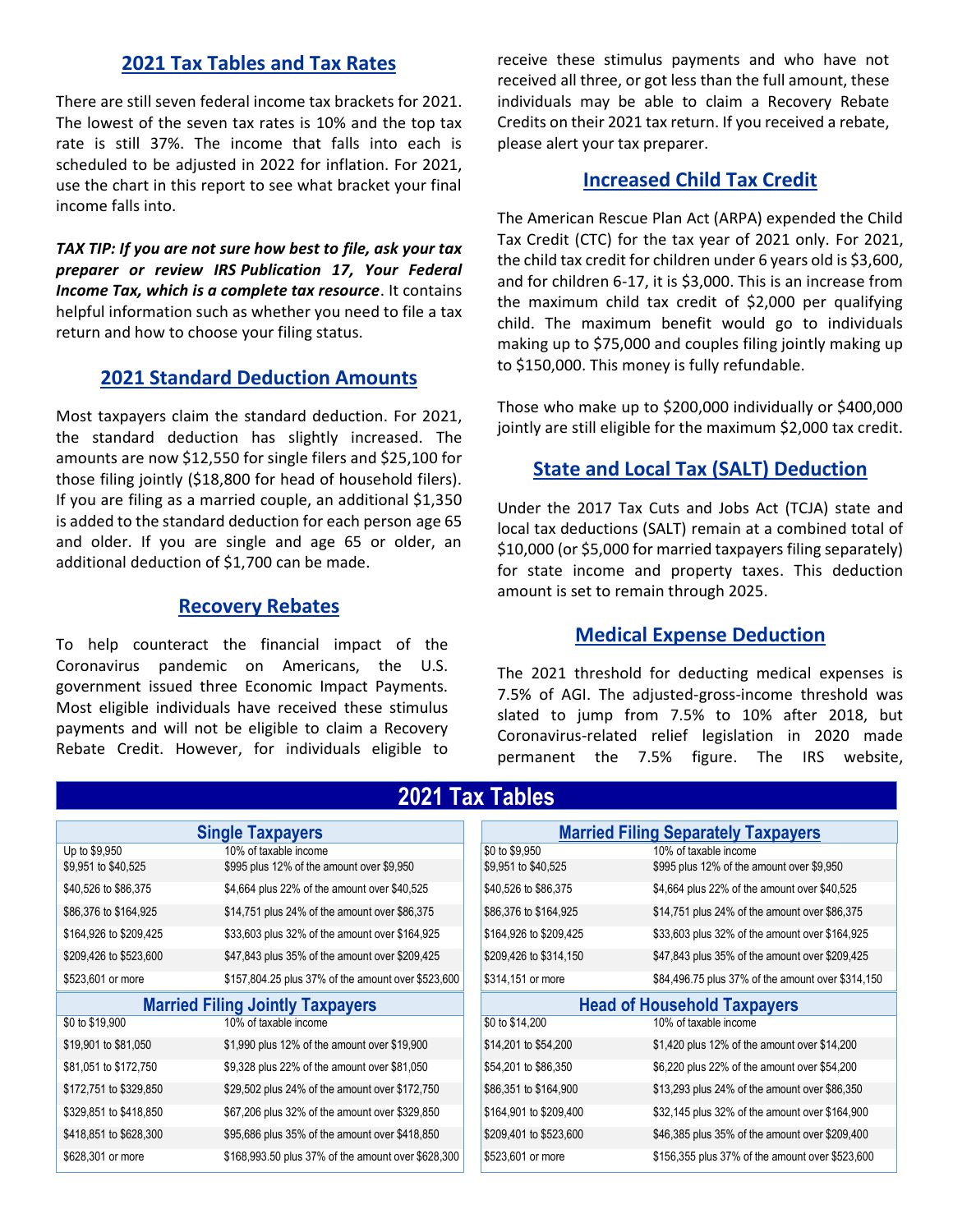## 2021 Tax Tables and Tax Rates

There are still seven federal income tax brackets for 2021. The lowest of the seven tax rates is 10% and the top tax rate is still 37%. The income that falls into each is scheduled to be adjusted in 2022 for inflation. For 2021, use the chart in this report to see what bracket your final income falls into.

***TAX TIP: If you are not sure how best to file, ask your tax preparer or review IRS Publication 17, Your Federal Income Tax, which is a complete tax resource***. It contains helpful information such as whether you need to file a tax return and how to choose your filing status.

## 2021 Standard Deduction Amounts

Most taxpayers claim the standard deduction. For 2021, the standard deduction has slightly increased. The amounts are now $12,550 for single filers and $25,100 for those filing jointly ($18,800 for head of household filers). If you are filing as a married couple, an additional $1,350 is added to the standard deduction for each person age 65 and older. If you are single and age 65 or older, an additional deduction of $1,700 can be made.

## Recovery Rebates

To help counteract the financial impact of the Coronavirus pandemic on Americans, the U.S. government issued three Economic Impact Payments. Most eligible individuals have received these stimulus payments and will not be eligible to claim a Recovery Rebate Credit. However, for individuals eligible to receive these stimulus payments and who have not received all three, or got less than the full amount, these individuals may be able to claim a Recovery Rebate Credits on their 2021 tax return. If you received a rebate, please alert your tax preparer.

## Increased Child Tax Credit

The American Rescue Plan Act (ARPA) expended the Child Tax Credit (CTC) for the tax year of 2021 only. For 2021, the child tax credit for children under 6 years old is $3,600, and for children 6-17, it is $3,000. This is an increase from the maximum child tax credit of $2,000 per qualifying child. The maximum benefit would go to individuals making up to $75,000 and couples filing jointly making up to $150,000. This money is fully refundable.

Those who make up to $200,000 individually or $400,000 jointly are still eligible for the maximum $2,000 tax credit.

## State and Local Tax (SALT) Deduction

Under the 2017 Tax Cuts and Jobs Act (TCJA) state and local tax deductions (SALT) remain at a combined total of $10,000 (or $5,000 for married taxpayers filing separately) for state income and property taxes. This deduction amount is set to remain through 2025.

## Medical Expense Deduction

The 2021 threshold for deducting medical expenses is 7.5% of AGI. The adjusted-gross-income threshold was slated to jump from 7.5% to 10% after 2018, but Coronavirus-related relief legislation in 2020 made permanent the 7.5% figure. The IRS website,

## 2021 Tax Tables

**Single Taxpayers**

| Income | Tax |
|---|---|
| Up to $9,950 | 10% of taxable income |
| $9,951 to $40,525 | $995 plus 12% of the amount over $9,950 |
| $40,526 to $86,375 | $4,664 plus 22% of the amount over $40,525 |
| $86,376 to $164,925 | $14,751 plus 24% of the amount over $86,375 |
| $164,926 to $209,425 | $33,603 plus 32% of the amount over $164,925 |
| $209,426 to $523,600 | $47,843 plus 35% of the amount over $209,425 |
| $523,601 or more | $157,804.25 plus 37% of the amount over $523,600 |

**Married Filing Jointly Taxpayers**

| Income | Tax |
|---|---|
| $0 to $19,900 | 10% of taxable income |
| $19,901 to $81,050 | $1,990 plus 12% of the amount over $19,900 |
| $81,051 to $172,750 | $9,328 plus 22% of the amount over $81,050 |
| $172,751 to $329,850 | $29,502 plus 24% of the amount over $172,750 |
| $329,851 to $418,850 | $67,206 plus 32% of the amount over $329,850 |
| $418,851 to $628,300 | $95,686 plus 35% of the amount over $418,850 |
| $628,301 or more | $168,993.50 plus 37% of the amount over $628,300 |

**Married Filing Separately Taxpayers**

| Income | Tax |
|---|---|
| $0 to $9,950 | 10% of taxable income |
| $9,951 to $40,525 | $995 plus 12% of the amount over $9,950 |
| $40,526 to $86,375 | $4,664 plus 22% of the amount over $40,525 |
| $86,376 to $164,925 | $14,751 plus 24% of the amount over $86,375 |
| $164,926 to $209,425 | $33,603 plus 32% of the amount over $164,925 |
| $209,426 to $314,150 | $47,843 plus 35% of the amount over $209,425 |
| $314,151 or more | $84,496.75 plus 37% of the amount over $314,150 |

**Head of Household Taxpayers**

| Income | Tax |
|---|---|
| $0 to $14,200 | 10% of taxable income |
| $14,201 to $54,200 | $1,420 plus 12% of the amount over $14,200 |
| $54,201 to $86,350 | $6,220 plus 22% of the amount over $54,200 |
| $86,351 to $164,900 | $13,293 plus 24% of the amount over $86,350 |
| $164,901 to $209,400 | $32,145 plus 32% of the amount over $164,900 |
| $209,401 to $523,600 | $46,385 plus 35% of the amount over $209,400 |
| $523,601 or more | $156,355 plus 37% of the amount over $523,600 |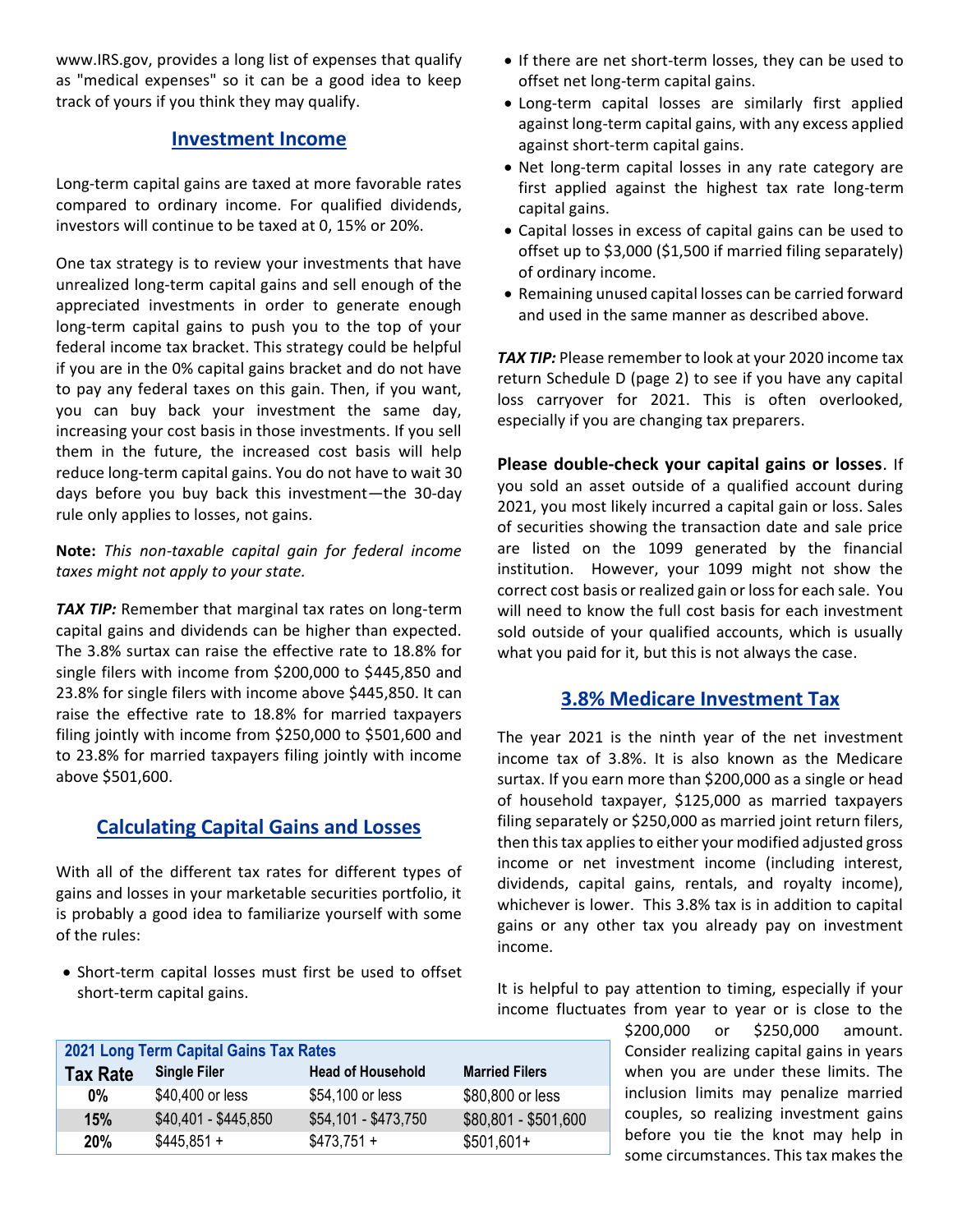www.IRS.gov, provides a long list of expenses that qualify as "medical expenses" so it can be a good idea to keep track of yours if you think they may qualify.

## Investment Income

Long-term capital gains are taxed at more favorable rates compared to ordinary income. For qualified dividends, investors will continue to be taxed at 0, 15% or 20%.

One tax strategy is to review your investments that have unrealized long-term capital gains and sell enough of the appreciated investments in order to generate enough long-term capital gains to push you to the top of your federal income tax bracket. This strategy could be helpful if you are in the 0% capital gains bracket and do not have to pay any federal taxes on this gain. Then, if you want, you can buy back your investment the same day, increasing your cost basis in those investments. If you sell them in the future, the increased cost basis will help reduce long-term capital gains. You do not have to wait 30 days before you buy back this investment—the 30-day rule only applies to losses, not gains.

**Note:** *This non-taxable capital gain for federal income taxes might not apply to your state.*

***TAX TIP:*** Remember that marginal tax rates on long-term capital gains and dividends can be higher than expected. The 3.8% surtax can raise the effective rate to 18.8% for single filers with income from $200,000 to $445,850 and 23.8% for single filers with income above $445,850. It can raise the effective rate to 18.8% for married taxpayers filing jointly with income from $250,000 to $501,600 and to 23.8% for married taxpayers filing jointly with income above $501,600.

## Calculating Capital Gains and Losses

With all of the different tax rates for different types of gains and losses in your marketable securities portfolio, it is probably a good idea to familiarize yourself with some of the rules:

- Short-term capital losses must first be used to offset short-term capital gains.
- If there are net short-term losses, they can be used to offset net long-term capital gains.
- Long-term capital losses are similarly first applied against long-term capital gains, with any excess applied against short-term capital gains.
- Net long-term capital losses in any rate category are first applied against the highest tax rate long-term capital gains.
- Capital losses in excess of capital gains can be used to offset up to $3,000 ($1,500 if married filing separately) of ordinary income.
- Remaining unused capital losses can be carried forward and used in the same manner as described above.

***TAX TIP:*** Please remember to look at your 2020 income tax return Schedule D (page 2) to see if you have any capital loss carryover for 2021. This is often overlooked, especially if you are changing tax preparers.

**Please double-check your capital gains or losses**. If you sold an asset outside of a qualified account during 2021, you most likely incurred a capital gain or loss. Sales of securities showing the transaction date and sale price are listed on the 1099 generated by the financial institution. However, your 1099 might not show the correct cost basis or realized gain or loss for each sale. You will need to know the full cost basis for each investment sold outside of your qualified accounts, which is usually what you paid for it, but this is not always the case.

**2021 Long Term Capital Gains Tax Rates**

| Tax Rate | Single Filer | Head of Household | Married Filers |
|---|---|---|---|
| 0% | $40,400 or less | $54,100 or less | $80,800 or less |
| 15% | $40,401 - $445,850 | $54,101 - $473,750 | $80,801 - $501,600 |
| 20% | $445,851 + | $473,751 + | $501,601+ |

## 3.8% Medicare Investment Tax

The year 2021 is the ninth year of the net investment income tax of 3.8%. It is also known as the Medicare surtax. If you earn more than $200,000 as a single or head of household taxpayer, $125,000 as married taxpayers filing separately or $250,000 as married joint return filers, then this tax applies to either your modified adjusted gross income or net investment income (including interest, dividends, capital gains, rentals, and royalty income), whichever is lower. This 3.8% tax is in addition to capital gains or any other tax you already pay on investment income.

It is helpful to pay attention to timing, especially if your income fluctuates from year to year or is close to the $200,000 or $250,000 amount. Consider realizing capital gains in years when you are under these limits. The inclusion limits may penalize married couples, so realizing investment gains before you tie the knot may help in some circumstances. This tax makes the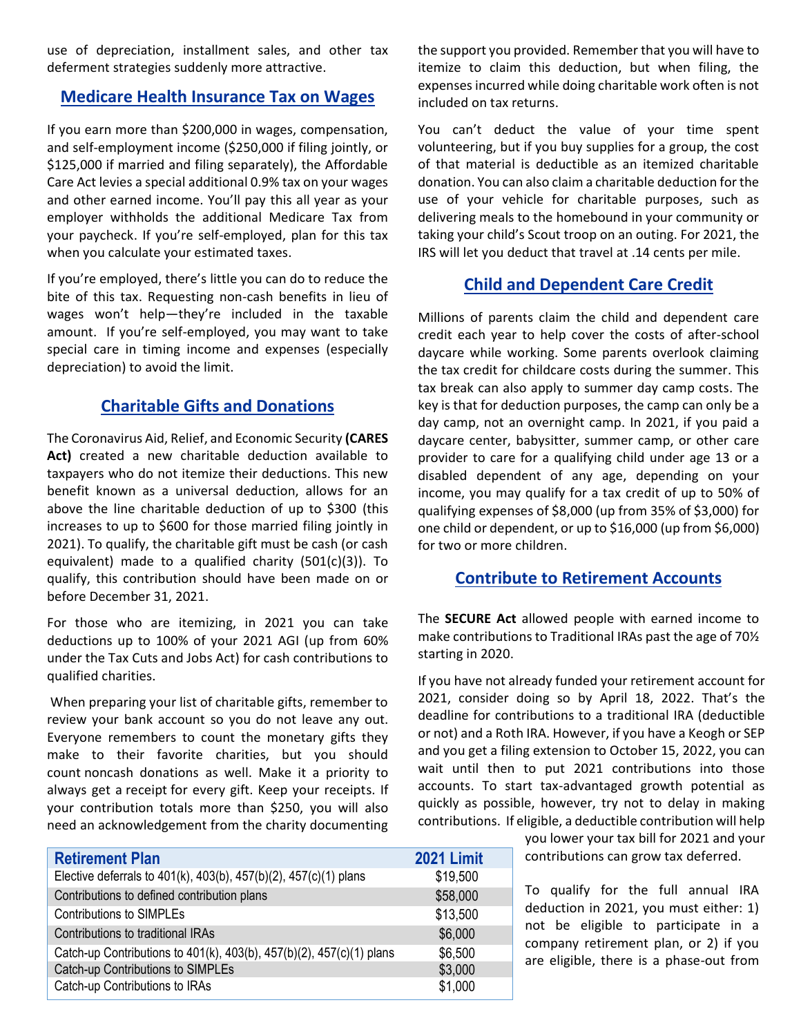use of depreciation, installment sales, and other tax deferment strategies suddenly more attractive.

## Medicare Health Insurance Tax on Wages

If you earn more than $200,000 in wages, compensation, and self-employment income ($250,000 if filing jointly, or $125,000 if married and filing separately), the Affordable Care Act levies a special additional 0.9% tax on your wages and other earned income. You'll pay this all year as your employer withholds the additional Medicare Tax from your paycheck. If you're self-employed, plan for this tax when you calculate your estimated taxes.

If you're employed, there's little you can do to reduce the bite of this tax. Requesting non-cash benefits in lieu of wages won't help—they're included in the taxable amount. If you're self-employed, you may want to take special care in timing income and expenses (especially depreciation) to avoid the limit.

## Charitable Gifts and Donations

The Coronavirus Aid, Relief, and Economic Security **(CARES Act)** created a new charitable deduction available to taxpayers who do not itemize their deductions. This new benefit known as a universal deduction, allows for an above the line charitable deduction of up to $300 (this increases to up to $600 for those married filing jointly in 2021). To qualify, the charitable gift must be cash (or cash equivalent) made to a qualified charity (501(c)(3)). To qualify, this contribution should have been made on or before December 31, 2021.

For those who are itemizing, in 2021 you can take deductions up to 100% of your 2021 AGI (up from 60% under the Tax Cuts and Jobs Act) for cash contributions to qualified charities.

When preparing your list of charitable gifts, remember to review your bank account so you do not leave any out. Everyone remembers to count the monetary gifts they make to their favorite charities, but you should count noncash donations as well. Make it a priority to always get a receipt for every gift. Keep your receipts. If your contribution totals more than $250, you will also need an acknowledgement from the charity documenting the support you provided. Remember that you will have to itemize to claim this deduction, but when filing, the expenses incurred while doing charitable work often is not included on tax returns.

You can't deduct the value of your time spent volunteering, but if you buy supplies for a group, the cost of that material is deductible as an itemized charitable donation. You can also claim a charitable deduction for the use of your vehicle for charitable purposes, such as delivering meals to the homebound in your community or taking your child's Scout troop on an outing. For 2021, the IRS will let you deduct that travel at .14 cents per mile.

## Child and Dependent Care Credit

Millions of parents claim the child and dependent care credit each year to help cover the costs of after-school daycare while working. Some parents overlook claiming the tax credit for childcare costs during the summer. This tax break can also apply to summer day camp costs. The key is that for deduction purposes, the camp can only be a day camp, not an overnight camp. In 2021, if you paid a daycare center, babysitter, summer camp, or other care provider to care for a qualifying child under age 13 or a disabled dependent of any age, depending on your income, you may qualify for a tax credit of up to 50% of qualifying expenses of $8,000 (up from 35% of $3,000) for one child or dependent, or up to $16,000 (up from $6,000) for two or more children.

## Contribute to Retirement Accounts

The **SECURE Act** allowed people with earned income to make contributions to Traditional IRAs past the age of 70½ starting in 2020.

If you have not already funded your retirement account for 2021, consider doing so by April 18, 2022. That's the deadline for contributions to a traditional IRA (deductible or not) and a Roth IRA. However, if you have a Keogh or SEP and you get a filing extension to October 15, 2022, you can wait until then to put 2021 contributions into those accounts. To start tax-advantaged growth potential as quickly as possible, however, try not to delay in making contributions. If eligible, a deductible contribution will help you lower your tax bill for 2021 and your contributions can grow tax deferred.

| Retirement Plan | 2021 Limit |
|---|---|
| Elective deferrals to 401(k), 403(b), 457(b)(2), 457(c)(1) plans | $19,500 |
| Contributions to defined contribution plans | $58,000 |
| Contributions to SIMPLEs | $13,500 |
| Contributions to traditional IRAs | $6,000 |
| Catch-up Contributions to 401(k), 403(b), 457(b)(2), 457(c)(1) plans | $6,500 |
| Catch-up Contributions to SIMPLEs | $3,000 |
| Catch-up Contributions to IRAs | $1,000 |

To qualify for the full annual IRA deduction in 2021, you must either: 1) not be eligible to participate in a company retirement plan, or 2) if you are eligible, there is a phase-out from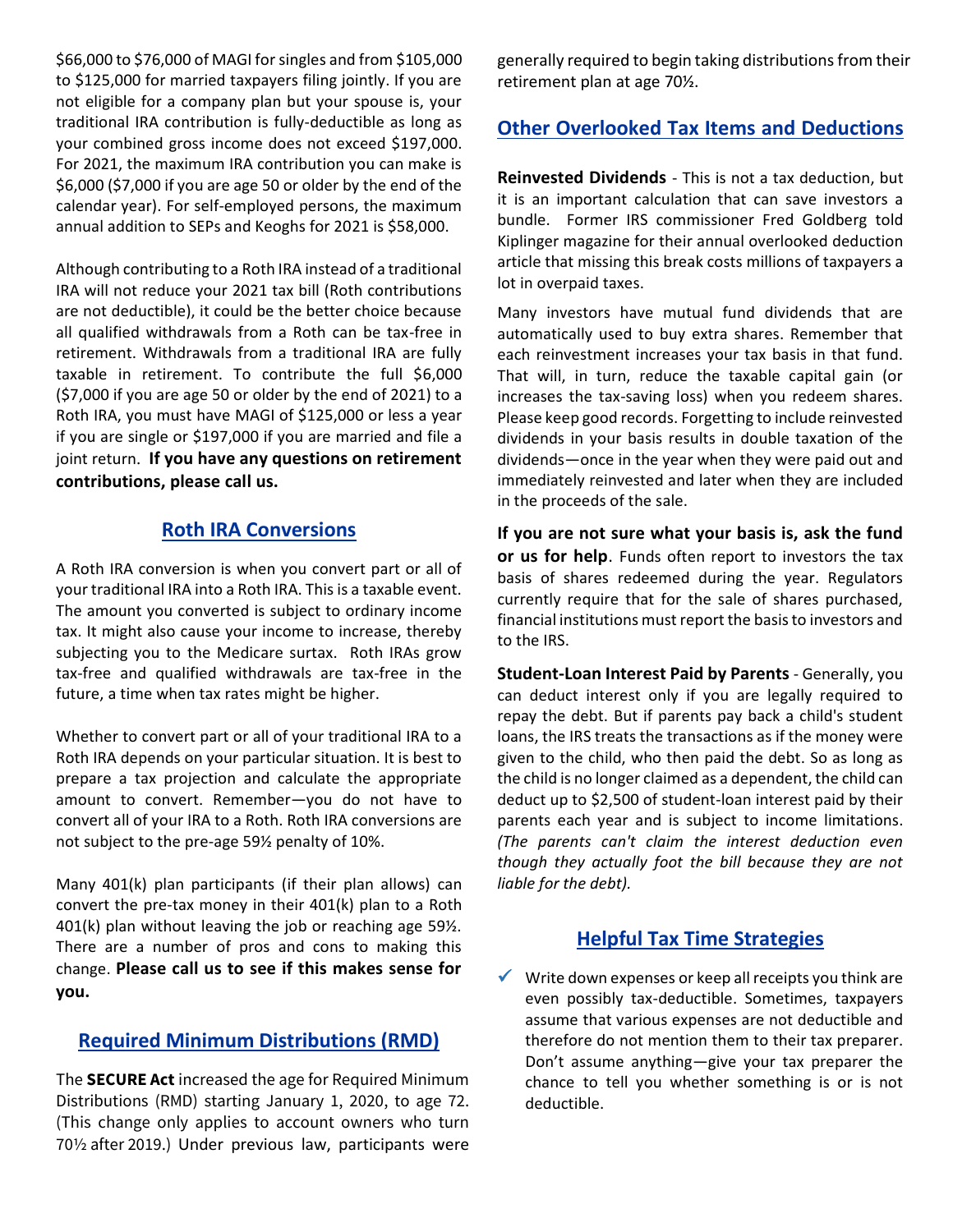$66,000 to $76,000 of MAGI for singles and from $105,000 to $125,000 for married taxpayers filing jointly. If you are not eligible for a company plan but your spouse is, your traditional IRA contribution is fully-deductible as long as your combined gross income does not exceed $197,000. For 2021, the maximum IRA contribution you can make is $6,000 ($7,000 if you are age 50 or older by the end of the calendar year). For self-employed persons, the maximum annual addition to SEPs and Keoghs for 2021 is $58,000.

Although contributing to a Roth IRA instead of a traditional IRA will not reduce your 2021 tax bill (Roth contributions are not deductible), it could be the better choice because all qualified withdrawals from a Roth can be tax-free in retirement. Withdrawals from a traditional IRA are fully taxable in retirement. To contribute the full $6,000 ($7,000 if you are age 50 or older by the end of 2021) to a Roth IRA, you must have MAGI of $125,000 or less a year if you are single or $197,000 if you are married and file a joint return. **If you have any questions on retirement contributions, please call us.**

## Roth IRA Conversions

A Roth IRA conversion is when you convert part or all of your traditional IRA into a Roth IRA. This is a taxable event. The amount you converted is subject to ordinary income tax. It might also cause your income to increase, thereby subjecting you to the Medicare surtax. Roth IRAs grow tax-free and qualified withdrawals are tax-free in the future, a time when tax rates might be higher.

Whether to convert part or all of your traditional IRA to a Roth IRA depends on your particular situation. It is best to prepare a tax projection and calculate the appropriate amount to convert. Remember—you do not have to convert all of your IRA to a Roth. Roth IRA conversions are not subject to the pre-age 59½ penalty of 10%.

Many 401(k) plan participants (if their plan allows) can convert the pre-tax money in their 401(k) plan to a Roth 401(k) plan without leaving the job or reaching age 59½. There are a number of pros and cons to making this change. **Please call us to see if this makes sense for you.**

## Required Minimum Distributions (RMD)

The **SECURE Act** increased the age for Required Minimum Distributions (RMD) starting January 1, 2020, to age 72. (This change only applies to account owners who turn 70½ after 2019.) Under previous law, participants were generally required to begin taking distributions from their retirement plan at age 70½.

## Other Overlooked Tax Items and Deductions

**Reinvested Dividends** - This is not a tax deduction, but it is an important calculation that can save investors a bundle. Former IRS commissioner Fred Goldberg told Kiplinger magazine for their annual overlooked deduction article that missing this break costs millions of taxpayers a lot in overpaid taxes.

Many investors have mutual fund dividends that are automatically used to buy extra shares. Remember that each reinvestment increases your tax basis in that fund. That will, in turn, reduce the taxable capital gain (or increases the tax-saving loss) when you redeem shares. Please keep good records. Forgetting to include reinvested dividends in your basis results in double taxation of the dividends—once in the year when they were paid out and immediately reinvested and later when they are included in the proceeds of the sale.

**If you are not sure what your basis is, ask the fund or us for help**. Funds often report to investors the tax basis of shares redeemed during the year. Regulators currently require that for the sale of shares purchased, financial institutions must report the basis to investors and to the IRS.

**Student-Loan Interest Paid by Parents** - Generally, you can deduct interest only if you are legally required to repay the debt. But if parents pay back a child's student loans, the IRS treats the transactions as if the money were given to the child, who then paid the debt. So as long as the child is no longer claimed as a dependent, the child can deduct up to $2,500 of student-loan interest paid by their parents each year and is subject to income limitations. *(The parents can't claim the interest deduction even though they actually foot the bill because they are not liable for the debt).*

## Helpful Tax Time Strategies

- ✓ Write down expenses or keep all receipts you think are even possibly tax-deductible. Sometimes, taxpayers assume that various expenses are not deductible and therefore do not mention them to their tax preparer. Don't assume anything—give your tax preparer the chance to tell you whether something is or is not deductible.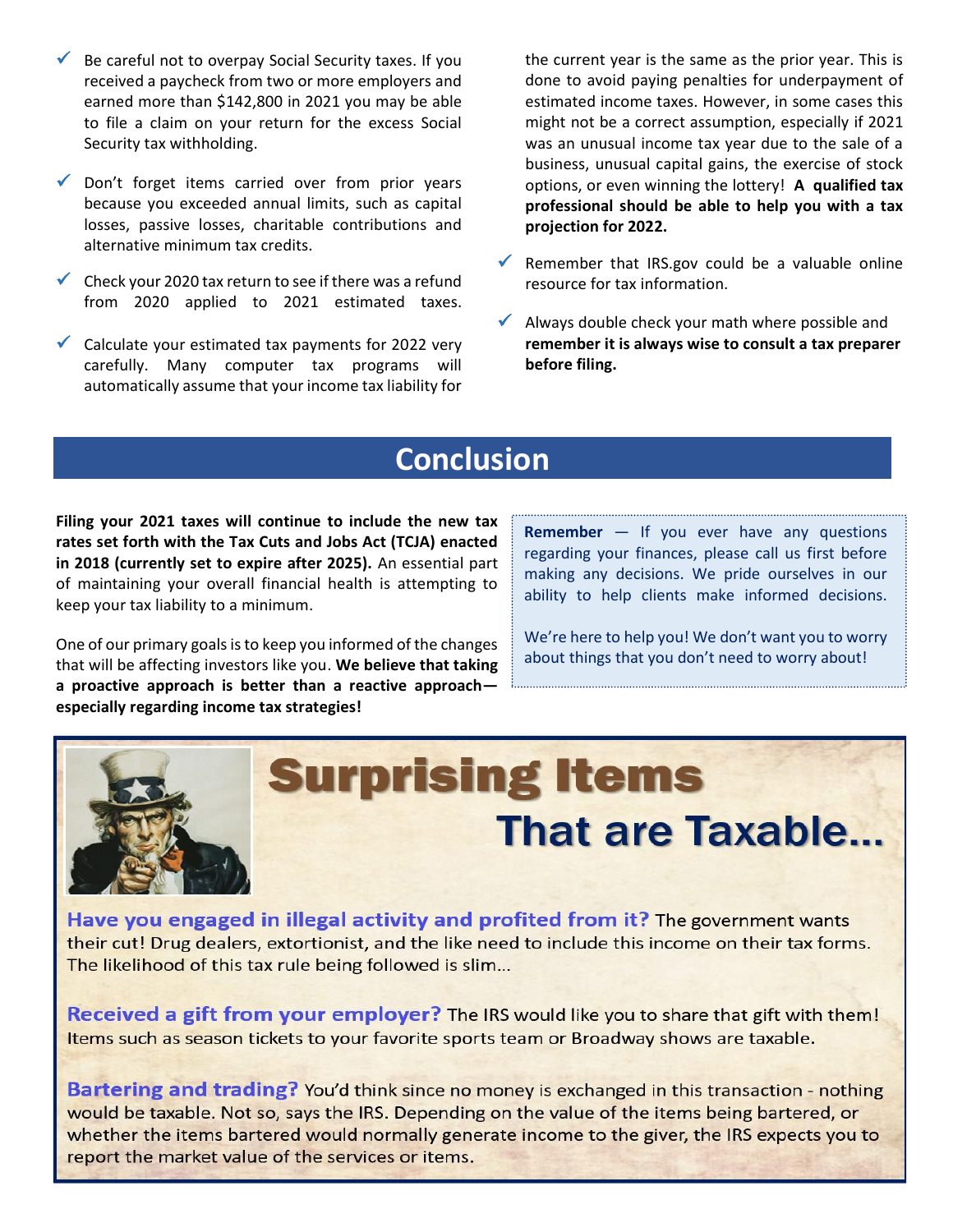- Be careful not to overpay Social Security taxes. If you received a paycheck from two or more employers and earned more than $142,800 in 2021 you may be able to file a claim on your return for the excess Social Security tax withholding.
- Don't forget items carried over from prior years because you exceeded annual limits, such as capital losses, passive losses, charitable contributions and alternative minimum tax credits.
- Check your 2020 tax return to see if there was a refund from 2020 applied to 2021 estimated taxes.
- Calculate your estimated tax payments for 2022 very carefully. Many computer tax programs will automatically assume that your income tax liability for the current year is the same as the prior year. This is done to avoid paying penalties for underpayment of estimated income taxes. However, in some cases this might not be a correct assumption, especially if 2021 was an unusual income tax year due to the sale of a business, unusual capital gains, the exercise of stock options, or even winning the lottery! **A qualified tax professional should be able to help you with a tax projection for 2022.**
- Remember that IRS.gov could be a valuable online resource for tax information.
- Always double check your math where possible and **remember it is always wise to consult a tax preparer before filing.**

## Conclusion

**Filing your 2021 taxes will continue to include the new tax rates set forth with the Tax Cuts and Jobs Act (TCJA) enacted in 2018 (currently set to expire after 2025).** An essential part of maintaining your overall financial health is attempting to keep your tax liability to a minimum.

One of our primary goals is to keep you informed of the changes that will be affecting investors like you. **We believe that taking a proactive approach is better than a reactive approach—especially regarding income tax strategies!**

**Remember** — If you ever have any questions regarding your finances, please call us first before making any decisions. We pride ourselves in our ability to help clients make informed decisions.

We're here to help you! We don't want you to worry about things that you don't need to worry about!

## Surprising Items That are Taxable...

**Have you engaged in illegal activity and profited from it?** The government wants their cut! Drug dealers, extortionist, and the like need to include this income on their tax forms. The likelihood of this tax rule being followed is slim...

**Received a gift from your employer?** The IRS would like you to share that gift with them! Items such as season tickets to your favorite sports team or Broadway shows are taxable.

**Bartering and trading?** You'd think since no money is exchanged in this transaction - nothing would be taxable. Not so, says the IRS. Depending on the value of the items being bartered, or whether the items bartered would normally generate income to the giver, the IRS expects you to report the market value of the services or items.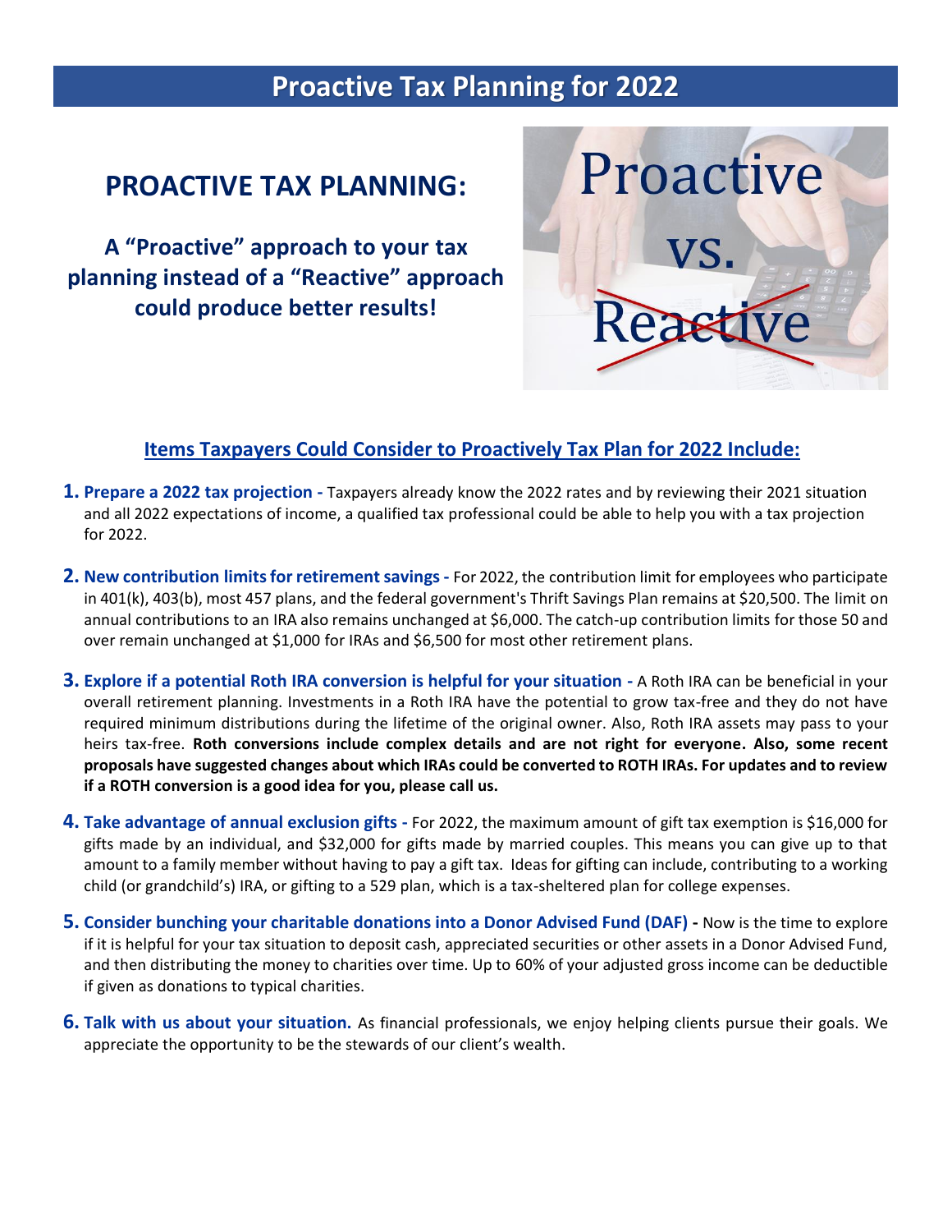# Proactive Tax Planning for 2022

## PROACTIVE TAX PLANNING:

**A "Proactive" approach to your tax planning instead of a "Reactive" approach could produce better results!**

### Items Taxpayers Could Consider to Proactively Tax Plan for 2022 Include:

1. **Prepare a 2022 tax projection -** Taxpayers already know the 2022 rates and by reviewing their 2021 situation and all 2022 expectations of income, a qualified tax professional could be able to help you with a tax projection for 2022.

2. **New contribution limits for retirement savings -** For 2022, the contribution limit for employees who participate in 401(k), 403(b), most 457 plans, and the federal government's Thrift Savings Plan remains at $20,500. The limit on annual contributions to an IRA also remains unchanged at $6,000. The catch-up contribution limits for those 50 and over remain unchanged at $1,000 for IRAs and $6,500 for most other retirement plans.

3. **Explore if a potential Roth IRA conversion is helpful for your situation -** A Roth IRA can be beneficial in your overall retirement planning. Investments in a Roth IRA have the potential to grow tax-free and they do not have required minimum distributions during the lifetime of the original owner. Also, Roth IRA assets may pass to your heirs tax-free. **Roth conversions include complex details and are not right for everyone. Also, some recent proposals have suggested changes about which IRAs could be converted to ROTH IRAs. For updates and to review if a ROTH conversion is a good idea for you, please call us.**

4. **Take advantage of annual exclusion gifts -** For 2022, the maximum amount of gift tax exemption is $16,000 for gifts made by an individual, and $32,000 for gifts made by married couples. This means you can give up to that amount to a family member without having to pay a gift tax. Ideas for gifting can include, contributing to a working child (or grandchild's) IRA, or gifting to a 529 plan, which is a tax-sheltered plan for college expenses.

5. **Consider bunching your charitable donations into a Donor Advised Fund (DAF) -** Now is the time to explore if it is helpful for your tax situation to deposit cash, appreciated securities or other assets in a Donor Advised Fund, and then distributing the money to charities over time. Up to 60% of your adjusted gross income can be deductible if given as donations to typical charities.

6. **Talk with us about your situation.** As financial professionals, we enjoy helping clients pursue their goals. We appreciate the opportunity to be the stewards of our client's wealth.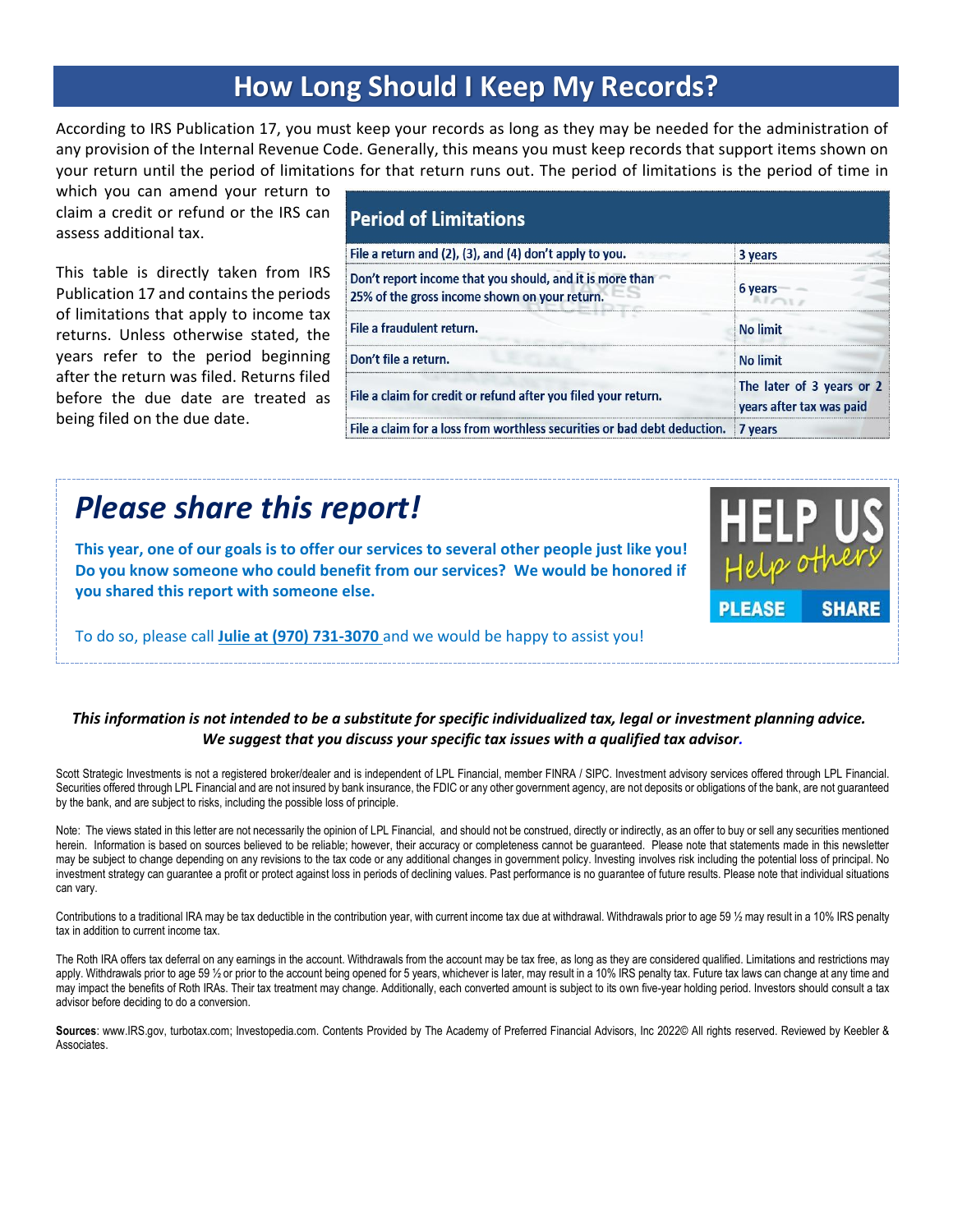# How Long Should I Keep My Records?

According to IRS Publication 17, you must keep your records as long as they may be needed for the administration of any provision of the Internal Revenue Code. Generally, this means you must keep records that support items shown on your return until the period of limitations for that return runs out. The period of limitations is the period of time in which you can amend your return to claim a credit or refund or the IRS can assess additional tax.

This table is directly taken from IRS Publication 17 and contains the periods of limitations that apply to income tax returns. Unless otherwise stated, the years refer to the period beginning after the return was filed. Returns filed before the due date are treated as being filed on the due date.

| Period of Limitations | |
|---|---|
| File a return and (2), (3), and (4) don't apply to you. | 3 years |
| Don't report income that you should, and it is more than 25% of the gross income shown on your return. | 6 years |
| File a fraudulent return. | No limit |
| Don't file a return. | No limit |
| File a claim for credit or refund after you filed your return. | The later of 3 years or 2 years after tax was paid |
| File a claim for a loss from worthless securities or bad debt deduction. | 7 years |

## *Please share this report!*

**This year, one of our goals is to offer our services to several other people just like you! Do you know someone who could benefit from our services? We would be honored if you shared this report with someone else.**

HELP US *Help others* PLEASE SHARE

To do so, please call **Julie at (970) 731-3070** and we would be happy to assist you!

***This information is not intended to be a substitute for specific individualized tax, legal or investment planning advice. We suggest that you discuss your specific tax issues with a qualified tax advisor.***

Scott Strategic Investments is not a registered broker/dealer and is independent of LPL Financial, member FINRA / SIPC. Investment advisory services offered through LPL Financial. Securities offered through LPL Financial and are not insured by bank insurance, the FDIC or any other government agency, are not deposits or obligations of the bank, are not guaranteed by the bank, and are subject to risks, including the possible loss of principle.

Note: The views stated in this letter are not necessarily the opinion of LPL Financial, and should not be construed, directly or indirectly, as an offer to buy or sell any securities mentioned herein. Information is based on sources believed to be reliable; however, their accuracy or completeness cannot be guaranteed. Please note that statements made in this newsletter may be subject to change depending on any revisions to the tax code or any additional changes in government policy. Investing involves risk including the potential loss of principal. No investment strategy can guarantee a profit or protect against loss in periods of declining values. Past performance is no guarantee of future results. Please note that individual situations can vary.

Contributions to a traditional IRA may be tax deductible in the contribution year, with current income tax due at withdrawal. Withdrawals prior to age 59 ½ may result in a 10% IRS penalty tax in addition to current income tax.

The Roth IRA offers tax deferral on any earnings in the account. Withdrawals from the account may be tax free, as long as they are considered qualified. Limitations and restrictions may apply. Withdrawals prior to age 59 ½ or prior to the account being opened for 5 years, whichever is later, may result in a 10% IRS penalty tax. Future tax laws can change at any time and may impact the benefits of Roth IRAs. Their tax treatment may change. Additionally, each converted amount is subject to its own five-year holding period. Investors should consult a tax advisor before deciding to do a conversion.

**Sources**: www.IRS.gov, turbotax.com; Investopedia.com. Contents Provided by The Academy of Preferred Financial Advisors, Inc 2022© All rights reserved. Reviewed by Keebler & Associates.